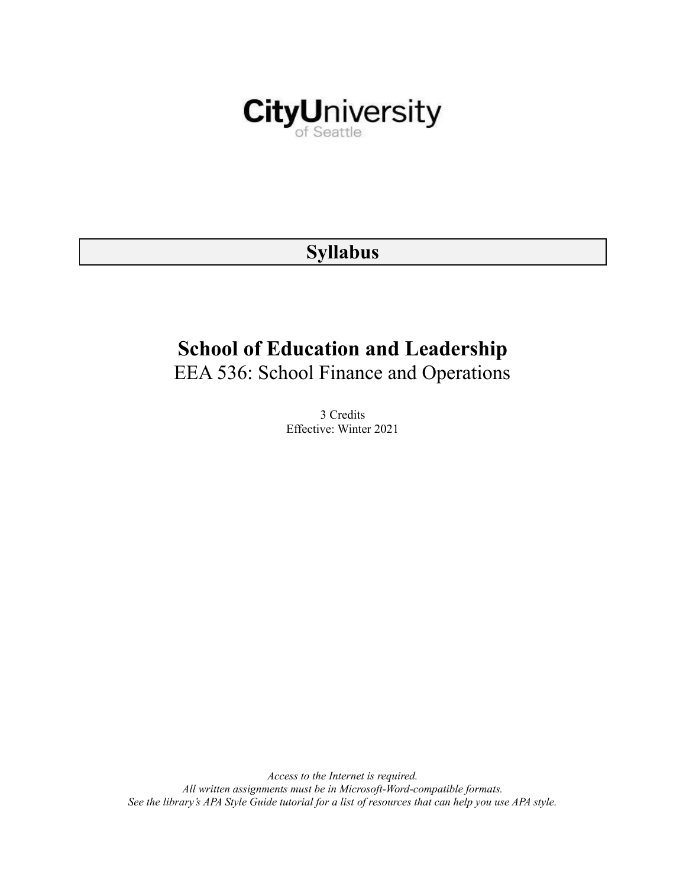CityUniversity of Seattle

# Syllabus

## School of Education and Leadership

EEA 536: School Finance and Operations

3 Credits
Effective: Winter 2021

*Access to the Internet is required.*
*All written assignments must be in Microsoft-Word-compatible formats.*
*See the library's APA Style Guide tutorial for a list of resources that can help you use APA style.*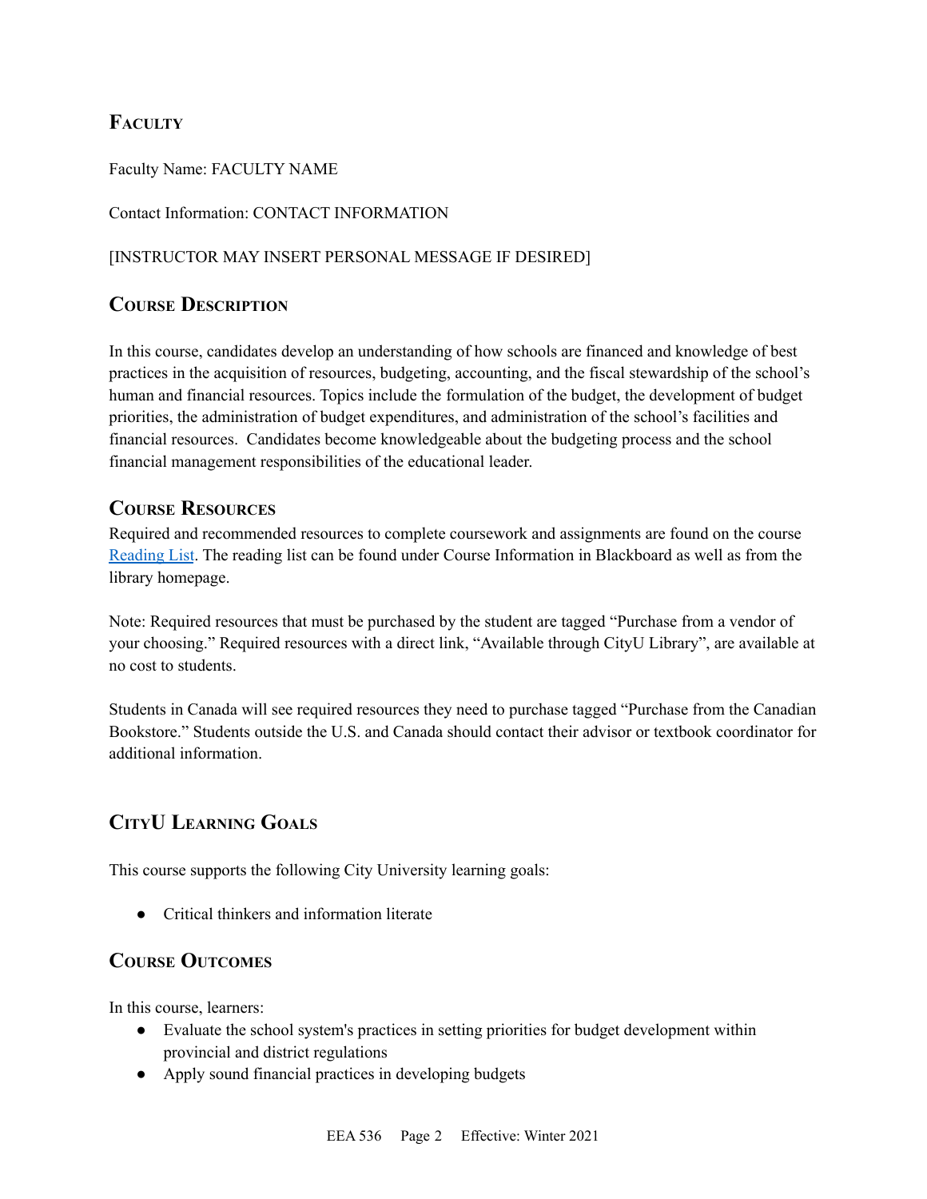## Faculty

Faculty Name: FACULTY NAME

Contact Information: CONTACT INFORMATION

[INSTRUCTOR MAY INSERT PERSONAL MESSAGE IF DESIRED]

## Course Description

In this course, candidates develop an understanding of how schools are financed and knowledge of best practices in the acquisition of resources, budgeting, accounting, and the fiscal stewardship of the school's human and financial resources. Topics include the formulation of the budget, the development of budget priorities, the administration of budget expenditures, and administration of the school's facilities and financial resources. Candidates become knowledgeable about the budgeting process and the school financial management responsibilities of the educational leader.

## Course Resources

Required and recommended resources to complete coursework and assignments are found on the course Reading List. The reading list can be found under Course Information in Blackboard as well as from the library homepage.

Note: Required resources that must be purchased by the student are tagged "Purchase from a vendor of your choosing." Required resources with a direct link, "Available through CityU Library", are available at no cost to students.

Students in Canada will see required resources they need to purchase tagged "Purchase from the Canadian Bookstore." Students outside the U.S. and Canada should contact their advisor or textbook coordinator for additional information.

## CityU Learning Goals

This course supports the following City University learning goals:

- Critical thinkers and information literate

## Course Outcomes

In this course, learners:

- Evaluate the school system's practices in setting priorities for budget development within provincial and district regulations
- Apply sound financial practices in developing budgets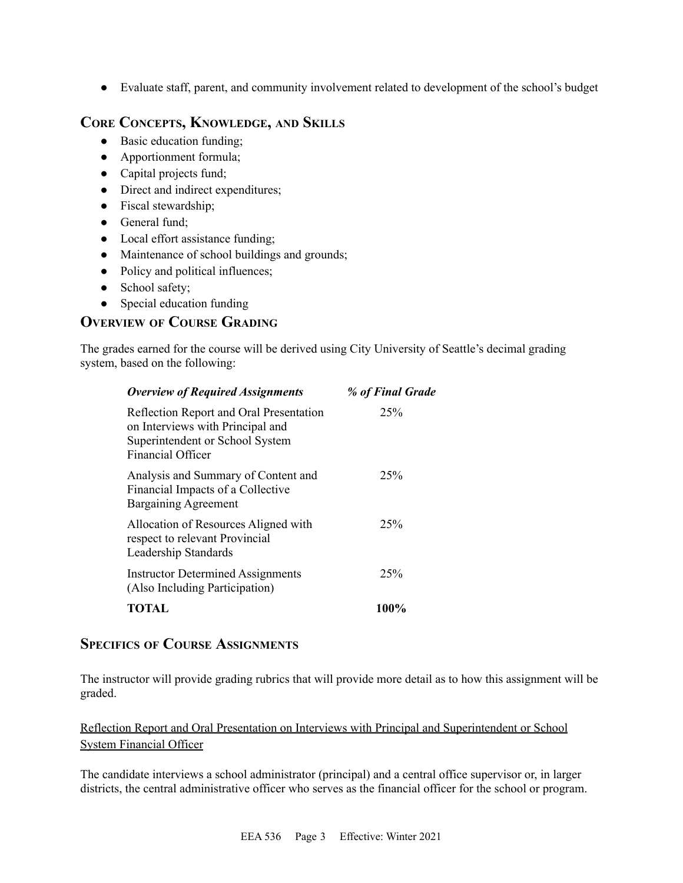- Evaluate staff, parent, and community involvement related to development of the school's budget

## Core Concepts, Knowledge, and Skills

- Basic education funding;
- Apportionment formula;
- Capital projects fund;
- Direct and indirect expenditures;
- Fiscal stewardship;
- General fund;
- Local effort assistance funding;
- Maintenance of school buildings and grounds;
- Policy and political influences;
- School safety;
- Special education funding

## Overview of Course Grading

The grades earned for the course will be derived using City University of Seattle's decimal grading system, based on the following:

| *Overview of Required Assignments* | *% of Final Grade* |
|---|---|
| Reflection Report and Oral Presentation on Interviews with Principal and Superintendent or School System Financial Officer | 25% |
| Analysis and Summary of Content and Financial Impacts of a Collective Bargaining Agreement | 25% |
| Allocation of Resources Aligned with respect to relevant Provincial Leadership Standards | 25% |
| Instructor Determined Assignments (Also Including Participation) | 25% |
| **TOTAL** | **100%** |

## Specifics of Course Assignments

The instructor will provide grading rubrics that will provide more detail as to how this assignment will be graded.

Reflection Report and Oral Presentation on Interviews with Principal and Superintendent or School System Financial Officer

The candidate interviews a school administrator (principal) and a central office supervisor or, in larger districts, the central administrative officer who serves as the financial officer for the school or program.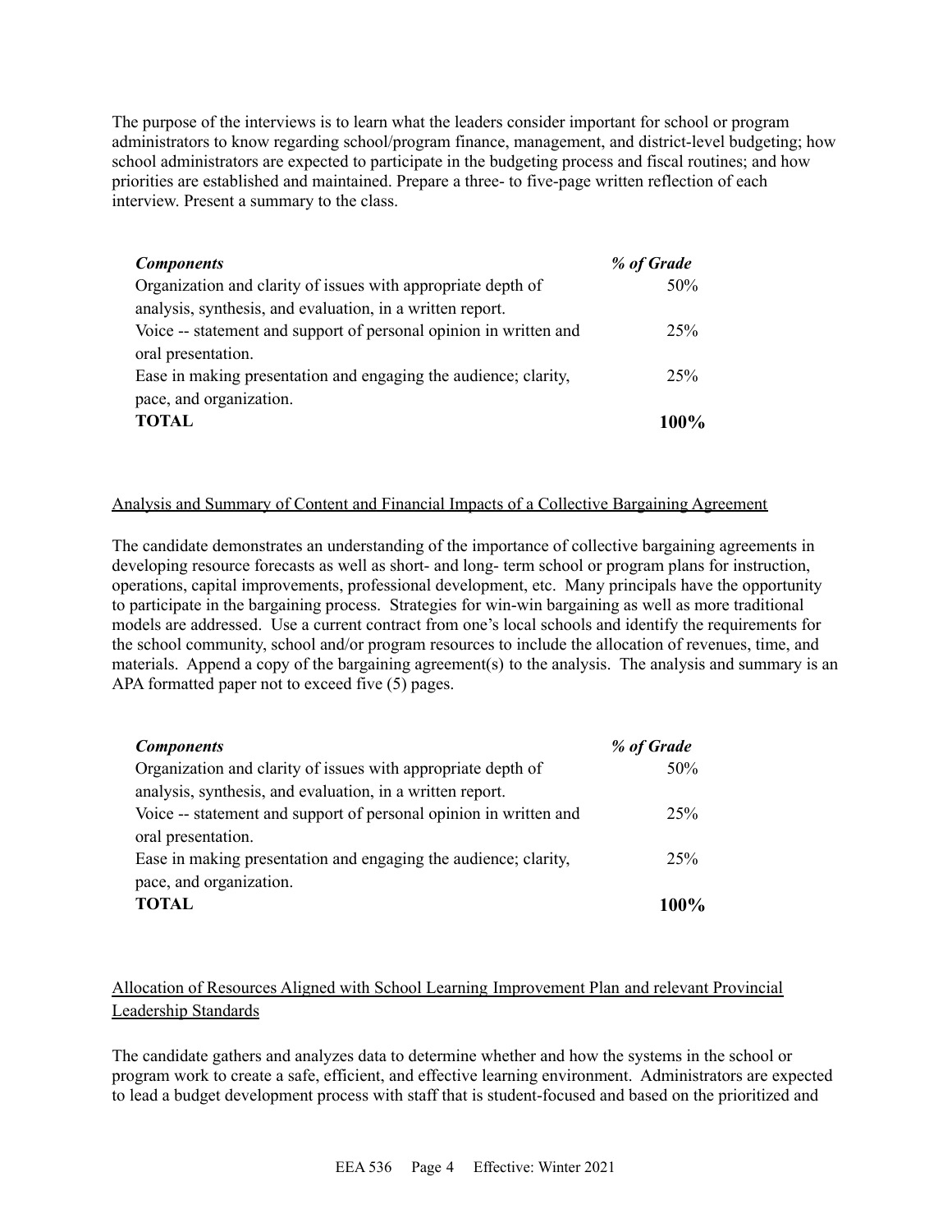The purpose of the interviews is to learn what the leaders consider important for school or program administrators to know regarding school/program finance, management, and district-level budgeting; how school administrators are expected to participate in the budgeting process and fiscal routines; and how priorities are established and maintained. Prepare a three- to five-page written reflection of each interview. Present a summary to the class.

| *Components* | *% of Grade* |
|---|---|
| Organization and clarity of issues with appropriate depth of analysis, synthesis, and evaluation, in a written report. | 50% |
| Voice -- statement and support of personal opinion in written and oral presentation. | 25% |
| Ease in making presentation and engaging the audience; clarity, pace, and organization. | 25% |
| **TOTAL** | **100%** |

Analysis and Summary of Content and Financial Impacts of a Collective Bargaining Agreement

The candidate demonstrates an understanding of the importance of collective bargaining agreements in developing resource forecasts as well as short- and long- term school or program plans for instruction, operations, capital improvements, professional development, etc. Many principals have the opportunity to participate in the bargaining process. Strategies for win-win bargaining as well as more traditional models are addressed. Use a current contract from one's local schools and identify the requirements for the school community, school and/or program resources to include the allocation of revenues, time, and materials. Append a copy of the bargaining agreement(s) to the analysis. The analysis and summary is an APA formatted paper not to exceed five (5) pages.

| *Components* | *% of Grade* |
|---|---|
| Organization and clarity of issues with appropriate depth of analysis, synthesis, and evaluation, in a written report. | 50% |
| Voice -- statement and support of personal opinion in written and oral presentation. | 25% |
| Ease in making presentation and engaging the audience; clarity, pace, and organization. | 25% |
| **TOTAL** | **100%** |

Allocation of Resources Aligned with School Learning Improvement Plan and relevant Provincial Leadership Standards

The candidate gathers and analyzes data to determine whether and how the systems in the school or program work to create a safe, efficient, and effective learning environment. Administrators are expected to lead a budget development process with staff that is student-focused and based on the prioritized and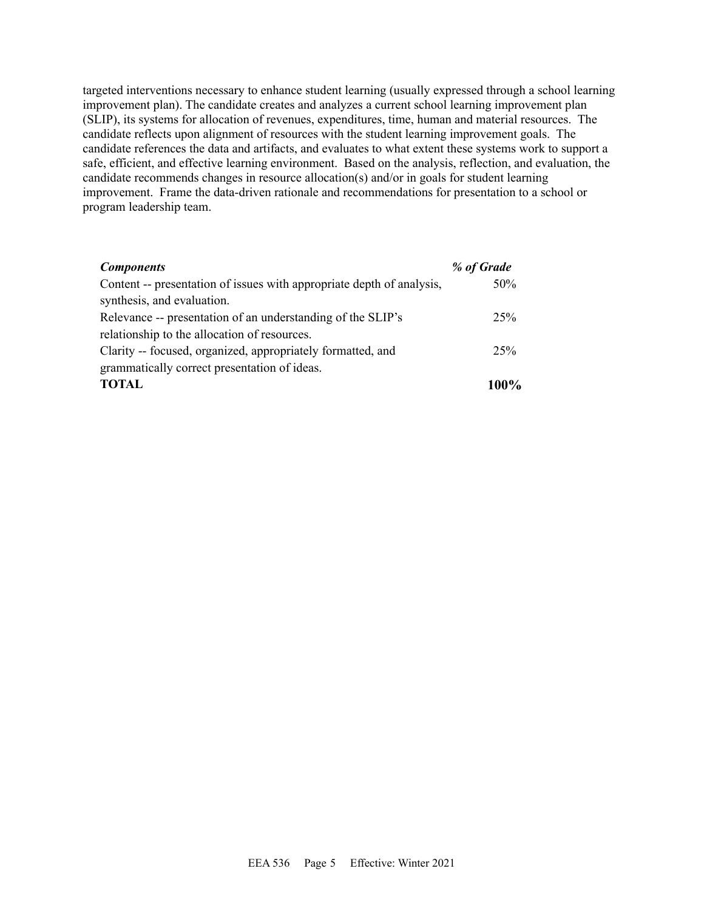targeted interventions necessary to enhance student learning (usually expressed through a school learning improvement plan). The candidate creates and analyzes a current school learning improvement plan (SLIP), its systems for allocation of revenues, expenditures, time, human and material resources. The candidate reflects upon alignment of resources with the student learning improvement goals. The candidate references the data and artifacts, and evaluates to what extent these systems work to support a safe, efficient, and effective learning environment. Based on the analysis, reflection, and evaluation, the candidate recommends changes in resource allocation(s) and/or in goals for student learning improvement. Frame the data-driven rationale and recommendations for presentation to a school or program leadership team.

| ***Components*** | ***% of Grade*** |
|---|---|
| Content -- presentation of issues with appropriate depth of analysis, synthesis, and evaluation. | 50% |
| Relevance -- presentation of an understanding of the SLIP's relationship to the allocation of resources. | 25% |
| Clarity -- focused, organized, appropriately formatted, and grammatically correct presentation of ideas. | 25% |
| **TOTAL** | **100%** |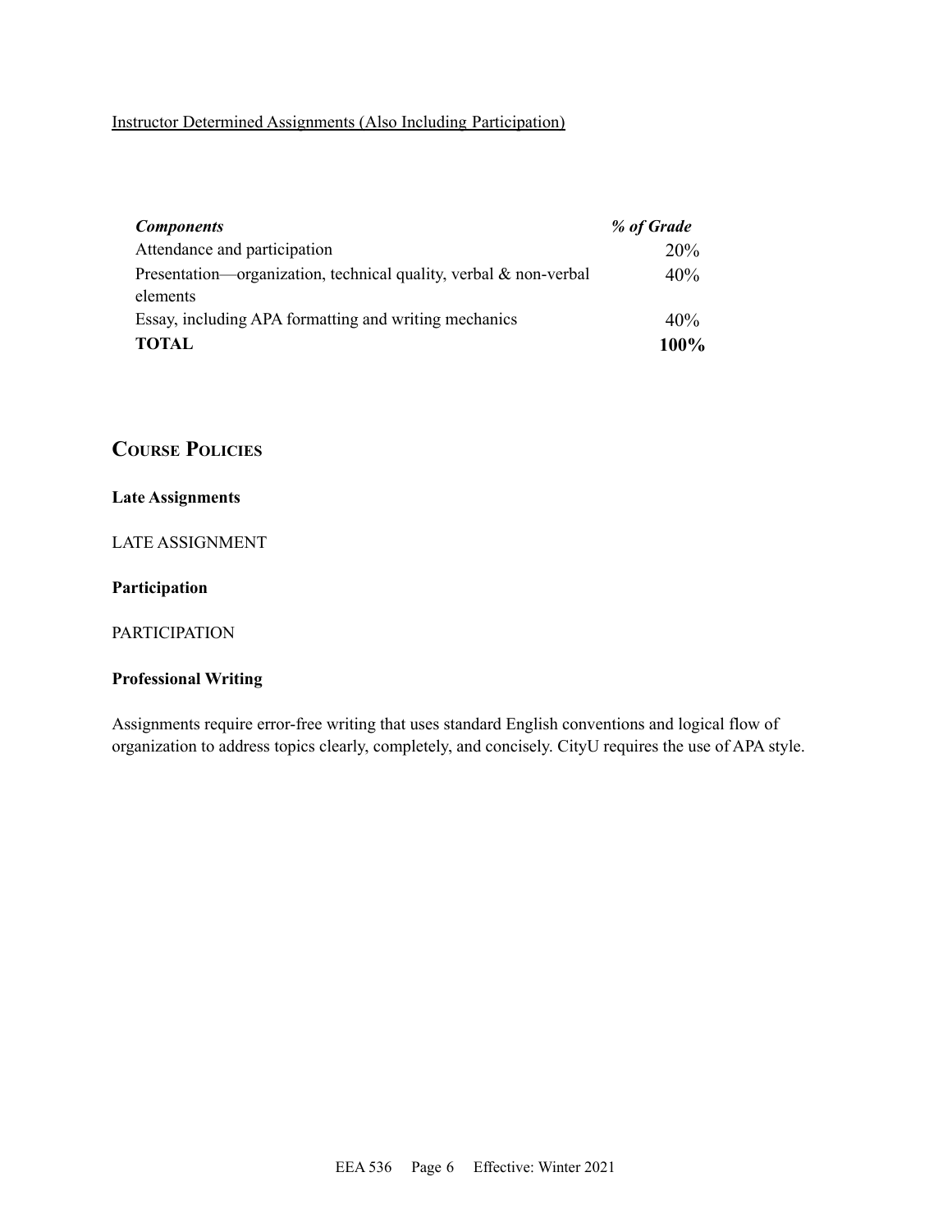Instructor Determined Assignments (Also Including Participation)

| ***Components*** | ***% of Grade*** |
| --- | --- |
| Attendance and participation | 20% |
| Presentation—organization, technical quality, verbal & non-verbal elements | 40% |
| Essay, including APA formatting and writing mechanics | 40% |
| **TOTAL** | **100%** |

## Course Policies

**Late Assignments**

LATE ASSIGNMENT

**Participation**

PARTICIPATION

**Professional Writing**

Assignments require error-free writing that uses standard English conventions and logical flow of organization to address topics clearly, completely, and concisely. CityU requires the use of APA style.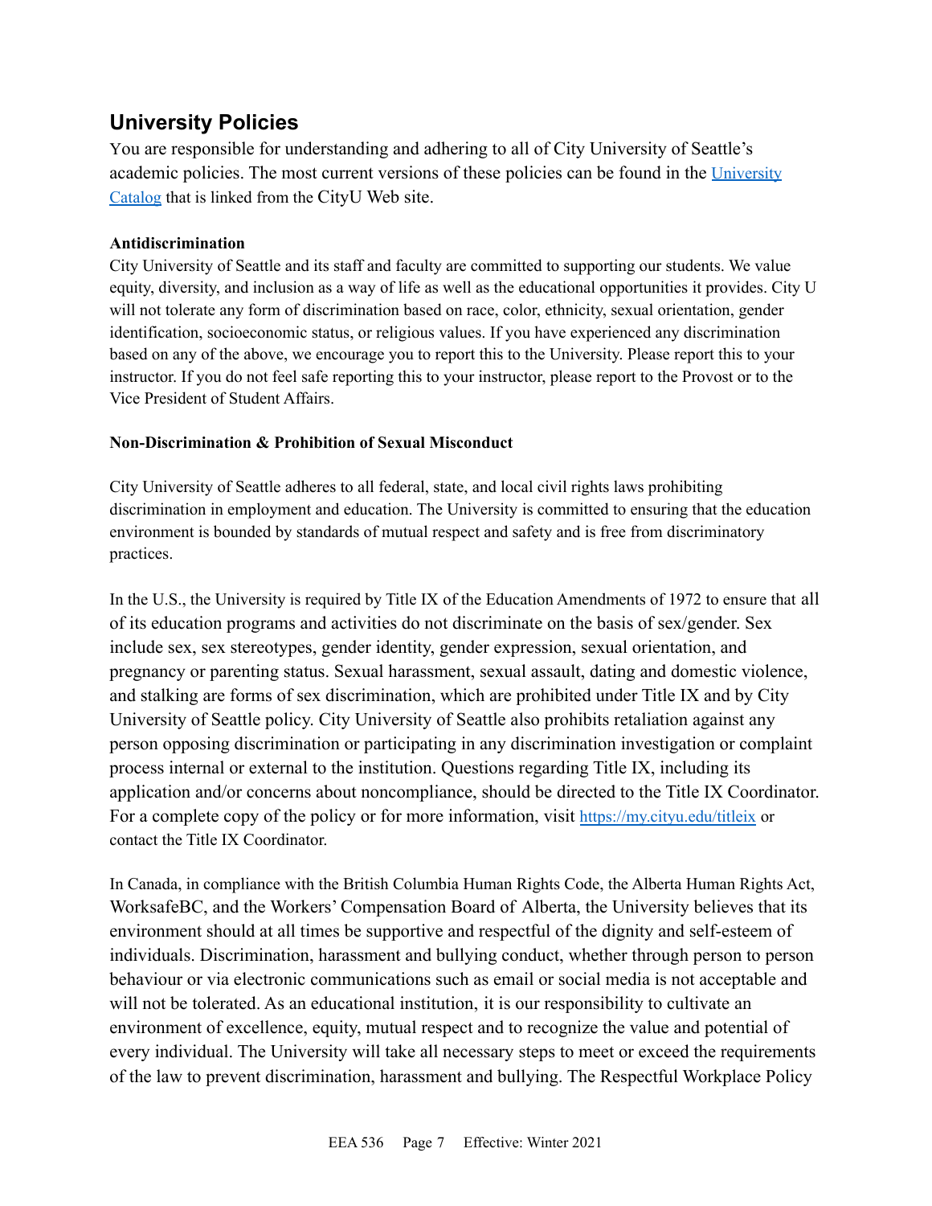## University Policies

You are responsible for understanding and adhering to all of City University of Seattle's academic policies. The most current versions of these policies can be found in the [University Catalog](#) that is linked from the CityU Web site.

**Antidiscrimination**

City University of Seattle and its staff and faculty are committed to supporting our students. We value equity, diversity, and inclusion as a way of life as well as the educational opportunities it provides. City U will not tolerate any form of discrimination based on race, color, ethnicity, sexual orientation, gender identification, socioeconomic status, or religious values. If you have experienced any discrimination based on any of the above, we encourage you to report this to the University. Please report this to your instructor. If you do not feel safe reporting this to your instructor, please report to the Provost or to the Vice President of Student Affairs.

**Non-Discrimination & Prohibition of Sexual Misconduct**

City University of Seattle adheres to all federal, state, and local civil rights laws prohibiting discrimination in employment and education. The University is committed to ensuring that the education environment is bounded by standards of mutual respect and safety and is free from discriminatory practices.

In the U.S., the University is required by Title IX of the Education Amendments of 1972 to ensure that all of its education programs and activities do not discriminate on the basis of sex/gender. Sex include sex, sex stereotypes, gender identity, gender expression, sexual orientation, and pregnancy or parenting status. Sexual harassment, sexual assault, dating and domestic violence, and stalking are forms of sex discrimination, which are prohibited under Title IX and by City University of Seattle policy. City University of Seattle also prohibits retaliation against any person opposing discrimination or participating in any discrimination investigation or complaint process internal or external to the institution. Questions regarding Title IX, including its application and/or concerns about noncompliance, should be directed to the Title IX Coordinator. For a complete copy of the policy or for more information, visit https://my.cityu.edu/titleix or contact the Title IX Coordinator.

In Canada, in compliance with the British Columbia Human Rights Code, the Alberta Human Rights Act, WorksafeBC, and the Workers' Compensation Board of Alberta, the University believes that its environment should at all times be supportive and respectful of the dignity and self-esteem of individuals. Discrimination, harassment and bullying conduct, whether through person to person behaviour or via electronic communications such as email or social media is not acceptable and will not be tolerated. As an educational institution, it is our responsibility to cultivate an environment of excellence, equity, mutual respect and to recognize the value and potential of every individual. The University will take all necessary steps to meet or exceed the requirements of the law to prevent discrimination, harassment and bullying. The Respectful Workplace Policy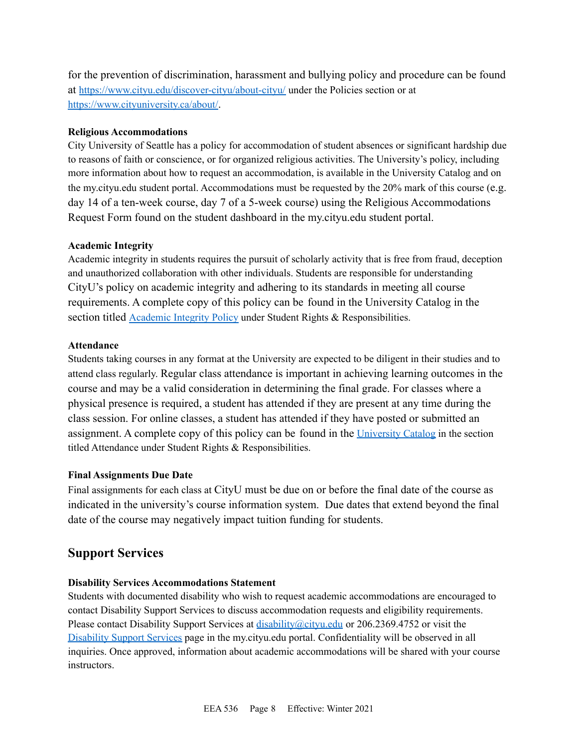for the prevention of discrimination, harassment and bullying policy and procedure can be found at [https://www.cityu.edu/discover-cityu/about-cityu/](https://www.cityu.edu/discover-cityu/about-cityu/) under the Policies section or at [https://www.cityuniversity.ca/about/](https://www.cityuniversity.ca/about/).

**Religious Accommodations**

City University of Seattle has a policy for accommodation of student absences or significant hardship due to reasons of faith or conscience, or for organized religious activities. The University's policy, including more information about how to request an accommodation, is available in the University Catalog and on the my.cityu.edu student portal. Accommodations must be requested by the 20% mark of this course (e.g. day 14 of a ten-week course, day 7 of a 5-week course) using the Religious Accommodations Request Form found on the student dashboard in the my.cityu.edu student portal.

**Academic Integrity**

Academic integrity in students requires the pursuit of scholarly activity that is free from fraud, deception and unauthorized collaboration with other individuals. Students are responsible for understanding CityU's policy on academic integrity and adhering to its standards in meeting all course requirements. A complete copy of this policy can be found in the University Catalog in the section titled Academic Integrity Policy under Student Rights & Responsibilities.

**Attendance**

Students taking courses in any format at the University are expected to be diligent in their studies and to attend class regularly. Regular class attendance is important in achieving learning outcomes in the course and may be a valid consideration in determining the final grade. For classes where a physical presence is required, a student has attended if they are present at any time during the class session. For online classes, a student has attended if they have posted or submitted an assignment. A complete copy of this policy can be found in the University Catalog in the section titled Attendance under Student Rights & Responsibilities.

**Final Assignments Due Date**

Final assignments for each class at CityU must be due on or before the final date of the course as indicated in the university's course information system. Due dates that extend beyond the final date of the course may negatively impact tuition funding for students.

## Support Services

**Disability Services Accommodations Statement**

Students with documented disability who wish to request academic accommodations are encouraged to contact Disability Support Services to discuss accommodation requests and eligibility requirements. Please contact Disability Support Services at disability@cityu.edu or 206.2369.4752 or visit the Disability Support Services page in the my.cityu.edu portal. Confidentiality will be observed in all inquiries. Once approved, information about academic accommodations will be shared with your course instructors.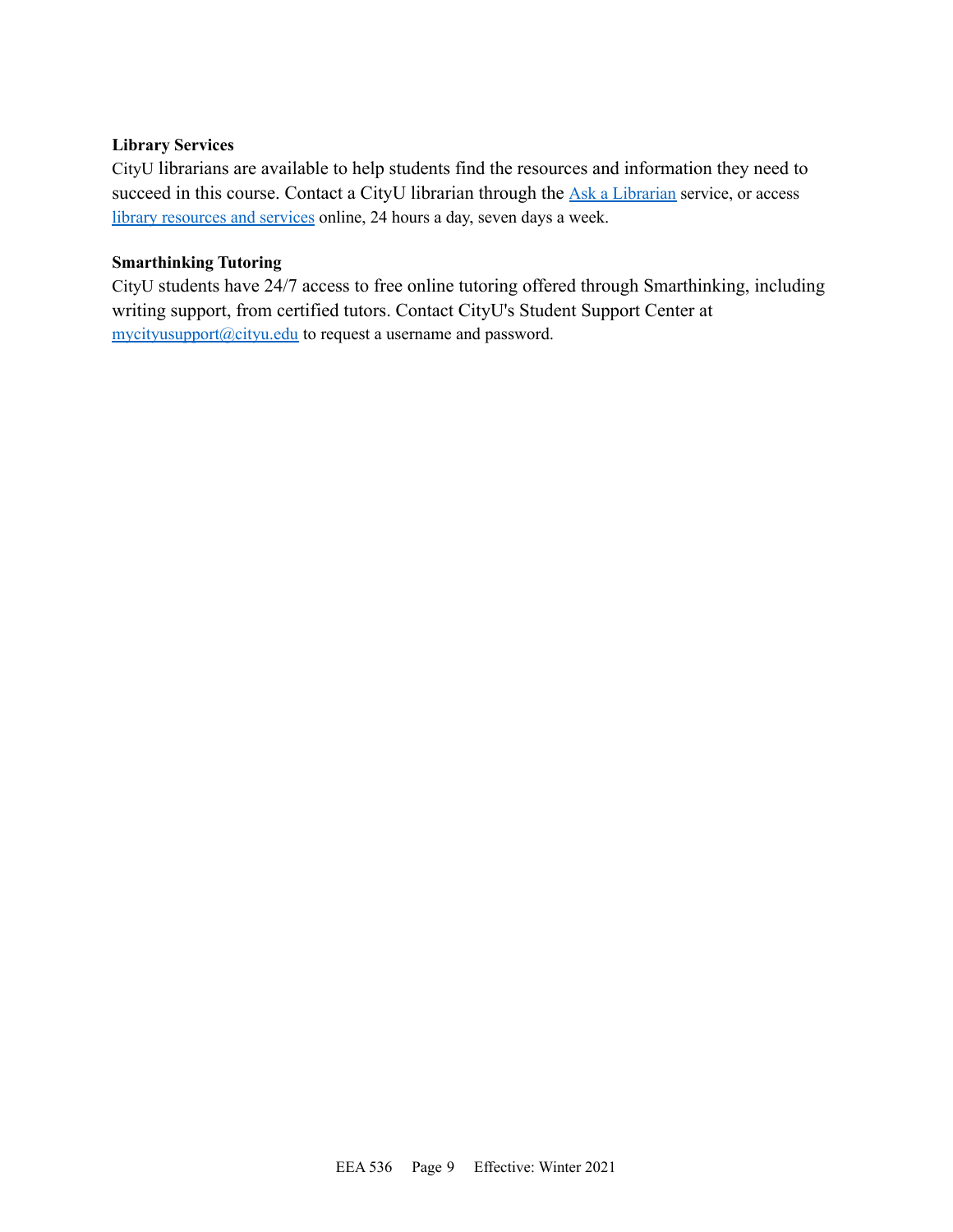**Library Services**
CityU librarians are available to help students find the resources and information they need to succeed in this course. Contact a CityU librarian through the [Ask a Librarian] service, or access [library resources and services] online, 24 hours a day, seven days a week.

**Smarthinking Tutoring**
CityU students have 24/7 access to free online tutoring offered through Smarthinking, including writing support, from certified tutors. Contact CityU's Student Support Center at mycityusupport@cityu.edu to request a username and password.